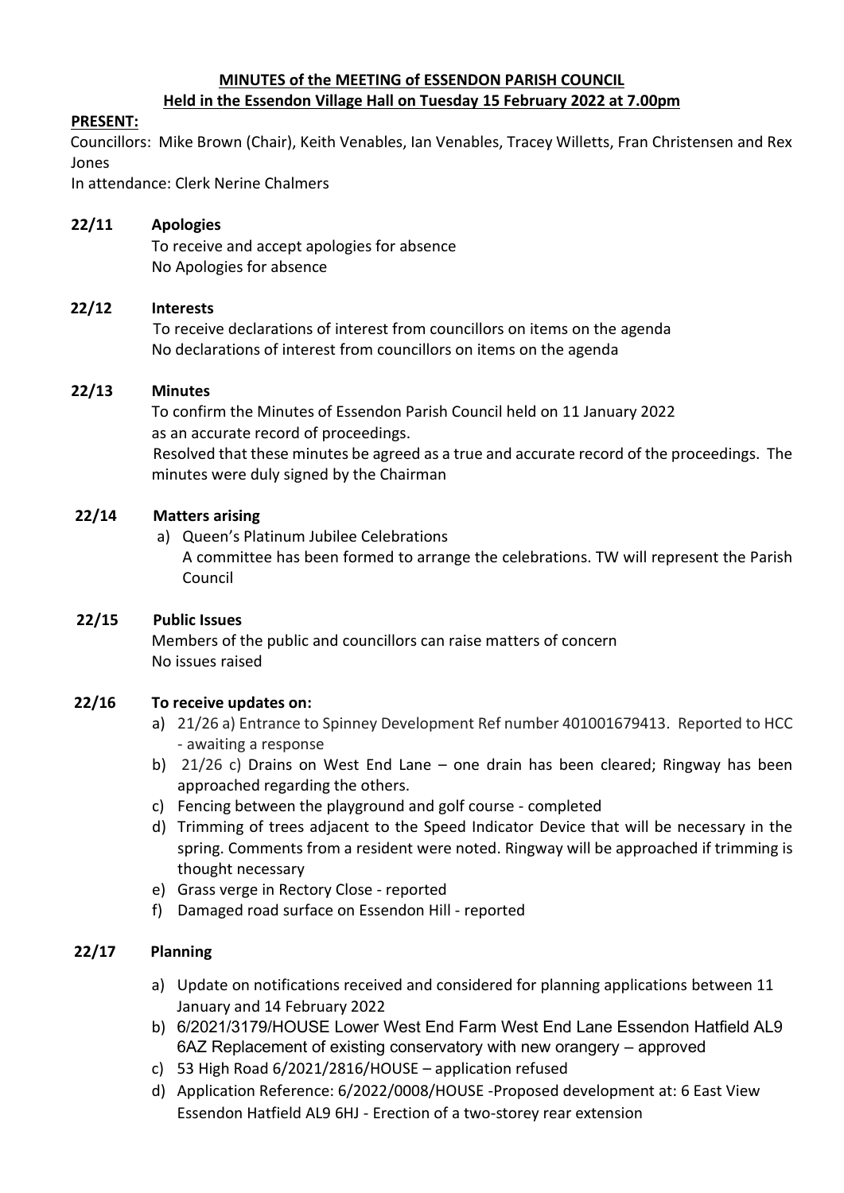# MINUTES of the MEETING of ESSENDON PARISH COUNCIL
## Held in the Essendon Village Hall on Tuesday 15 February 2022 at 7.00pm

**PRESENT:**

Councillors: Mike Brown (Chair), Keith Venables, Ian Venables, Tracey Willetts, Fran Christensen and Rex Jones

In attendance: Clerk Nerine Chalmers

**22/11 Apologies**

To receive and accept apologies for absence

No Apologies for absence

**22/12 Interests**

To receive declarations of interest from councillors on items on the agenda

No declarations of interest from councillors on items on the agenda

**22/13 Minutes**

To confirm the Minutes of Essendon Parish Council held on 11 January 2022 as an accurate record of proceedings.

Resolved that these minutes be agreed as a true and accurate record of the proceedings. The minutes were duly signed by the Chairman

**22/14 Matters arising**

a) Queen's Platinum Jubilee Celebrations
A committee has been formed to arrange the celebrations. TW will represent the Parish Council

**22/15 Public Issues**

Members of the public and councillors can raise matters of concern

No issues raised

**22/16 To receive updates on:**

a) 21/26 a) Entrance to Spinney Development Ref number 401001679413. Reported to HCC - awaiting a response
b) 21/26 c) Drains on West End Lane – one drain has been cleared; Ringway has been approached regarding the others.
c) Fencing between the playground and golf course - completed
d) Trimming of trees adjacent to the Speed Indicator Device that will be necessary in the spring. Comments from a resident were noted. Ringway will be approached if trimming is thought necessary
e) Grass verge in Rectory Close - reported
f) Damaged road surface on Essendon Hill - reported

**22/17 Planning**

a) Update on notifications received and considered for planning applications between 11 January and 14 February 2022
b) 6/2021/3179/HOUSE Lower West End Farm West End Lane Essendon Hatfield AL9 6AZ Replacement of existing conservatory with new orangery – approved
c) 53 High Road 6/2021/2816/HOUSE – application refused
d) Application Reference: 6/2022/0008/HOUSE -Proposed development at: 6 East View Essendon Hatfield AL9 6HJ - Erection of a two-storey rear extension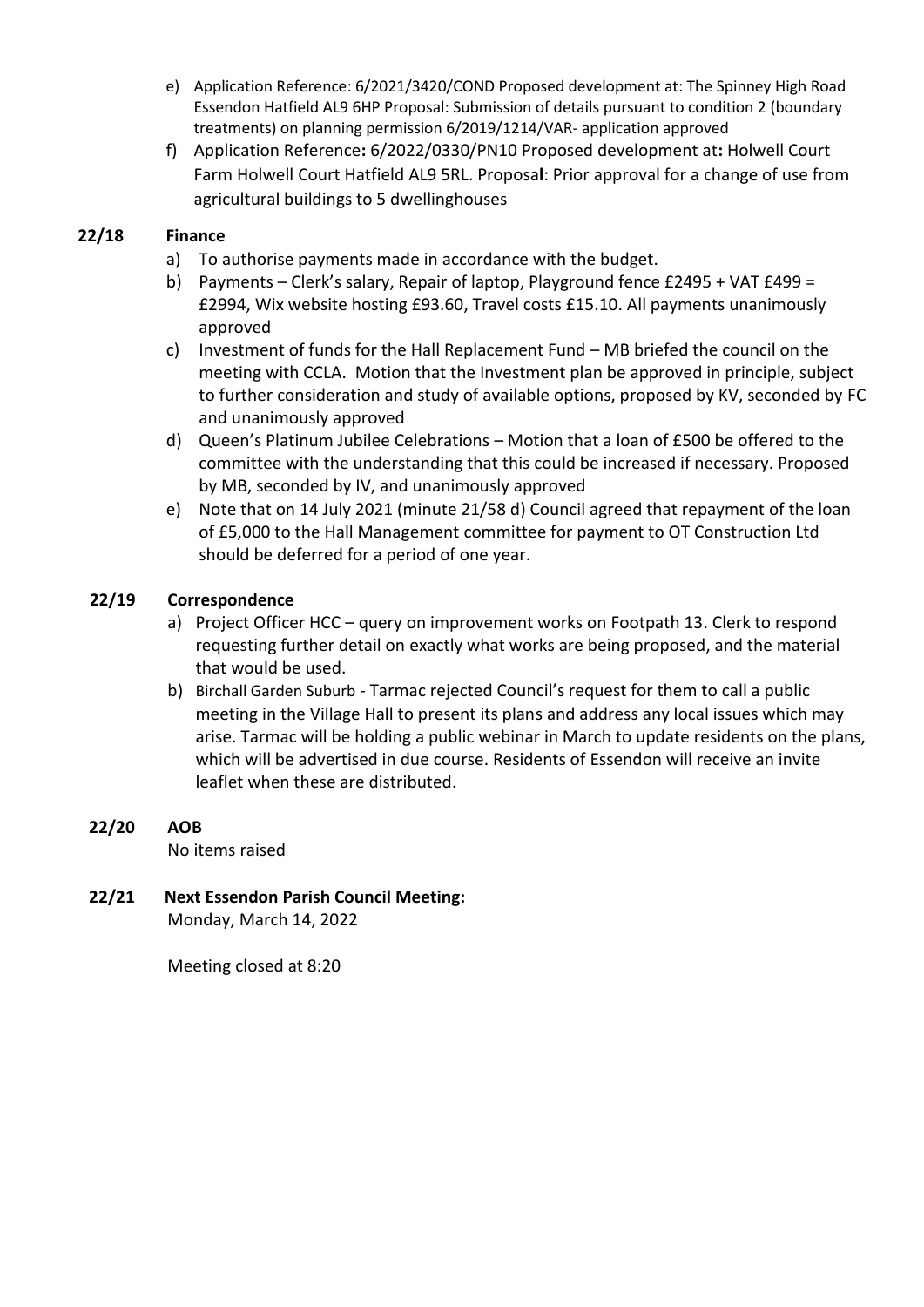e) Application Reference: 6/2021/3420/COND Proposed development at: The Spinney High Road Essendon Hatfield AL9 6HP Proposal: Submission of details pursuant to condition 2 (boundary treatments) on planning permission 6/2019/1214/VAR- application approved

f) Application Reference**:** 6/2022/0330/PN10 Proposed development at**:** Holwell Court Farm Holwell Court Hatfield AL9 5RL. Proposa**l**: Prior approval for a change of use from agricultural buildings to 5 dwellinghouses

## 22/18 Finance

a) To authorise payments made in accordance with the budget.

b) Payments – Clerk's salary, Repair of laptop, Playground fence £2495 + VAT £499 = £2994, Wix website hosting £93.60, Travel costs £15.10. All payments unanimously approved

c) Investment of funds for the Hall Replacement Fund – MB briefed the council on the meeting with CCLA. Motion that the Investment plan be approved in principle, subject to further consideration and study of available options, proposed by KV, seconded by FC and unanimously approved

d) Queen's Platinum Jubilee Celebrations – Motion that a loan of £500 be offered to the committee with the understanding that this could be increased if necessary. Proposed by MB, seconded by IV, and unanimously approved

e) Note that on 14 July 2021 (minute 21/58 d) Council agreed that repayment of the loan of £5,000 to the Hall Management committee for payment to OT Construction Ltd should be deferred for a period of one year.

## 22/19 Correspondence

a) Project Officer HCC – query on improvement works on Footpath 13. Clerk to respond requesting further detail on exactly what works are being proposed, and the material that would be used.

b) Birchall Garden Suburb - Tarmac rejected Council's request for them to call a public meeting in the Village Hall to present its plans and address any local issues which may arise. Tarmac will be holding a public webinar in March to update residents on the plans, which will be advertised in due course. Residents of Essendon will receive an invite leaflet when these are distributed.

## 22/20 AOB

No items raised

## 22/21 Next Essendon Parish Council Meeting:

Monday, March 14, 2022

Meeting closed at 8:20